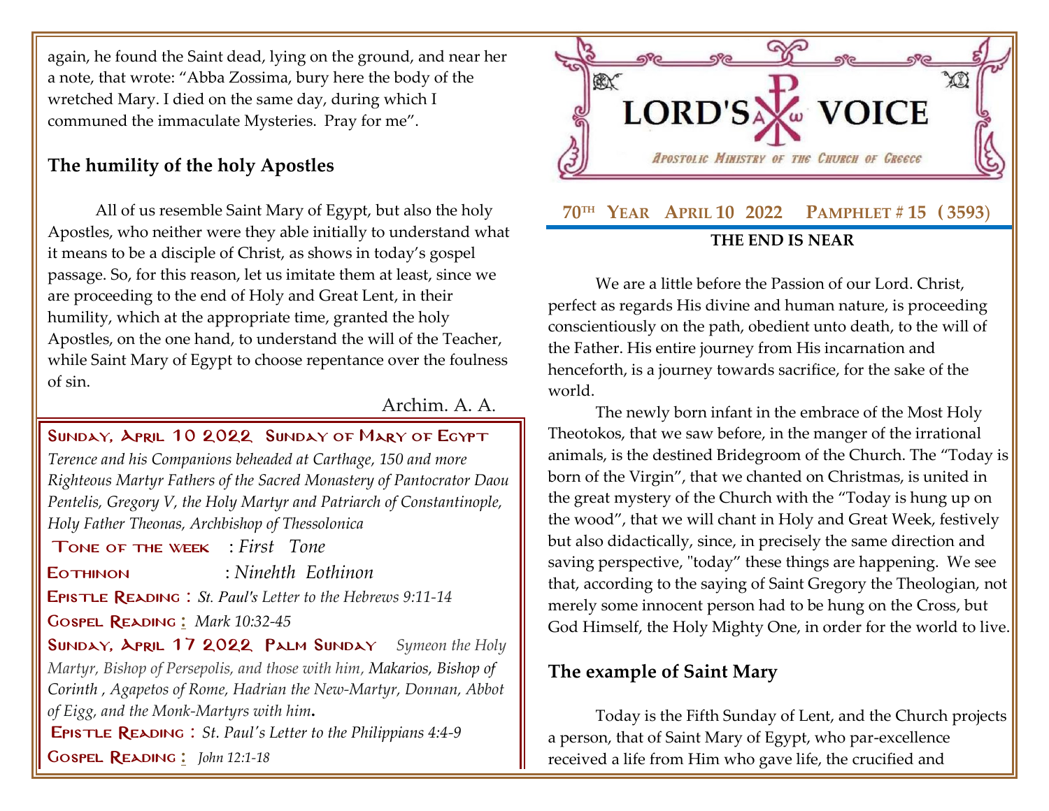# LORD'S VOICE

APOSTOLIC MINISTRY OF THE CHURCH OF GREECE

**70TH YEAR APRIL 10 2022 PAMPHLET # 15 (3593)**

## THE END IS NEAR

We are a little before the Passion of our Lord. Christ, perfect as regards His divine and human nature, is proceeding conscientiously on the path, obedient unto death, to the will of the Father. His entire journey from His incarnation and henceforth, is a journey towards sacrifice, for the sake of the world.

The newly born infant in the embrace of the Most Holy Theotokos, that we saw before, in the manger of the irrational animals, is the destined Bridegroom of the Church. The "Today is born of the Virgin", that we chanted on Christmas, is united in the great mystery of the Church with the "Today is hung up on the wood", that we will chant in Holy and Great Week, festively but also didactically, since, in precisely the same direction and saving perspective, "today" these things are happening. We see that, according to the saying of Saint Gregory the Theologian, not merely some innocent person had to be hung on the Cross, but God Himself, the Holy Mighty One, in order for the world to live.

### The example of Saint Mary

Today is the Fifth Sunday of Lent, and the Church projects a person, that of Saint Mary of Egypt, who par-excellence received a life from Him who gave life, the crucified and

again, he found the Saint dead, lying on the ground, and near her a note, that wrote: "Abba Zossima, bury here the body of the wretched Mary. I died on the same day, during which I communed the immaculate Mysteries. Pray for me".

### The humility of the holy Apostles

All of us resemble Saint Mary of Egypt, but also the holy Apostles, who neither were they able initially to understand what it means to be a disciple of Christ, as shows in today's gospel passage. So, for this reason, let us imitate them at least, since we are proceeding to the end of Holy and Great Lent, in their humility, which at the appropriate time, granted the holy Apostles, on the one hand, to understand the will of the Teacher, while Saint Mary of Egypt to choose repentance over the foulness of sin.

Archim. A. A.

**SUNDAY, APRIL 10 2022 SUNDAY OF MARY OF EGYPT**
*Terence and his Companions beheaded at Carthage, 150 and more Righteous Martyr Fathers of the Sacred Monastery of Pantocrator Daou Pentelis, Gregory V, the Holy Martyr and Patriarch of Constantinople, Holy Father Theonas, Archbishop of Thessolonica*

**TONE OF THE WEEK** : *First Tone*

**EOTHINON** : *Ninehth Eothinon*

**EPISTLE READING** : *St. Paul's Letter to the Hebrews 9:11-14*

**GOSPEL READING** : *Mark 10:32-45*

**SUNDAY, APRIL 17 2022 PALM SUNDAY** *Symeon the Holy Martyr, Bishop of Persepolis, and those with him, Makarios, Bishop of Corinth , Agapetos of Rome, Hadrian the New-Martyr, Donnan, Abbot of Eigg, and the Monk-Martyrs with him.*

**EPISTLE READING** : *St. Paul's Letter to the Philippians 4:4-9*

**GOSPEL READING** : *John 12:1-18*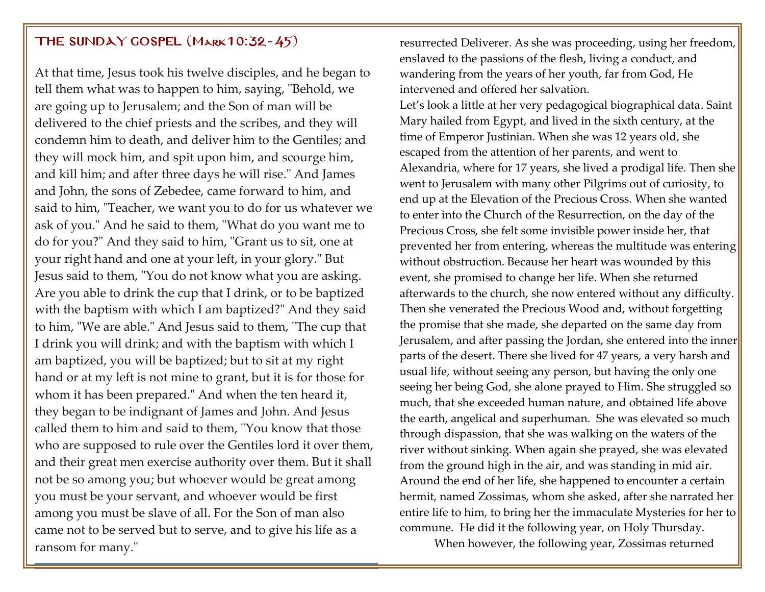## THE SUNDAY GOSPEL (Mark10:32-45)

At that time, Jesus took his twelve disciples, and he began to tell them what was to happen to him, saying, "Behold, we are going up to Jerusalem; and the Son of man will be delivered to the chief priests and the scribes, and they will condemn him to death, and deliver him to the Gentiles; and they will mock him, and spit upon him, and scourge him, and kill him; and after three days he will rise." And James and John, the sons of Zebedee, came forward to him, and said to him, "Teacher, we want you to do for us whatever we ask of you." And he said to them, "What do you want me to do for you?" And they said to him, "Grant us to sit, one at your right hand and one at your left, in your glory." But Jesus said to them, "You do not know what you are asking. Are you able to drink the cup that I drink, or to be baptized with the baptism with which I am baptized?" And they said to him, "We are able." And Jesus said to them, "The cup that I drink you will drink; and with the baptism with which I am baptized, you will be baptized; but to sit at my right hand or at my left is not mine to grant, but it is for those for whom it has been prepared." And when the ten heard it, they began to be indignant of James and John. And Jesus called them to him and said to them, "You know that those who are supposed to rule over the Gentiles lord it over them, and their great men exercise authority over them. But it shall not be so among you; but whoever would be great among you must be your servant, and whoever would be first among you must be slave of all. For the Son of man also came not to be served but to serve, and to give his life as a ransom for many."

resurrected Deliverer. As she was proceeding, using her freedom, enslaved to the passions of the flesh, living a conduct, and wandering from the years of her youth, far from God, He intervened and offered her salvation.

Let's look a little at her very pedagogical biographical data. Saint Mary hailed from Egypt, and lived in the sixth century, at the time of Emperor Justinian. When she was 12 years old, she escaped from the attention of her parents, and went to Alexandria, where for 17 years, she lived a prodigal life. Then she went to Jerusalem with many other Pilgrims out of curiosity, to end up at the Elevation of the Precious Cross. When she wanted to enter into the Church of the Resurrection, on the day of the Precious Cross, she felt some invisible power inside her, that prevented her from entering, whereas the multitude was entering without obstruction. Because her heart was wounded by this event, she promised to change her life. When she returned afterwards to the church, she now entered without any difficulty. Then she venerated the Precious Wood and, without forgetting the promise that she made, she departed on the same day from Jerusalem, and after passing the Jordan, she entered into the inner parts of the desert. There she lived for 47 years, a very harsh and usual life, without seeing any person, but having the only one seeing her being God, she alone prayed to Him. She struggled so much, that she exceeded human nature, and obtained life above the earth, angelical and superhuman. She was elevated so much through dispassion, that she was walking on the waters of the river without sinking. When again she prayed, she was elevated from the ground high in the air, and was standing in mid air. Around the end of her life, she happened to encounter a certain hermit, named Zossimas, whom she asked, after she narrated her entire life to him, to bring her the immaculate Mysteries for her to commune. He did it the following year, on Holy Thursday.

When however, the following year, Zossimas returned